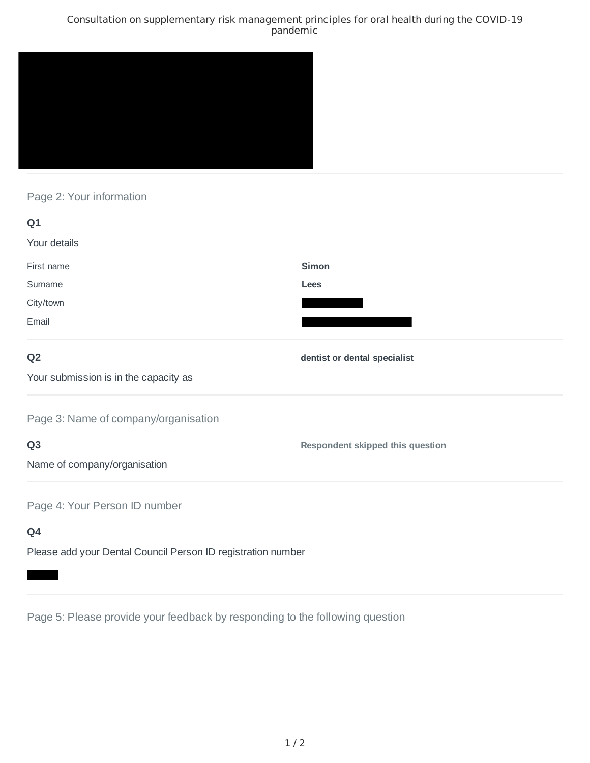Consultation on supplementary risk management principles for oral health during the COVID-19 pandemic

## Page 2: Your information

### Q1

Your details

| | |
|---|---|
| First name | **Simon** |
| Surname | **Lees** |
| City/town | |
| Email | |

### Q2

Your submission is in the capacity as

**dentist or dental specialist**

## Page 3: Name of company/organisation

### Q3

Name of company/organisation

**Respondent skipped this question**

## Page 4: Your Person ID number

### Q4

Please add your Dental Council Person ID registration number

## Page 5: Please provide your feedback by responding to the following question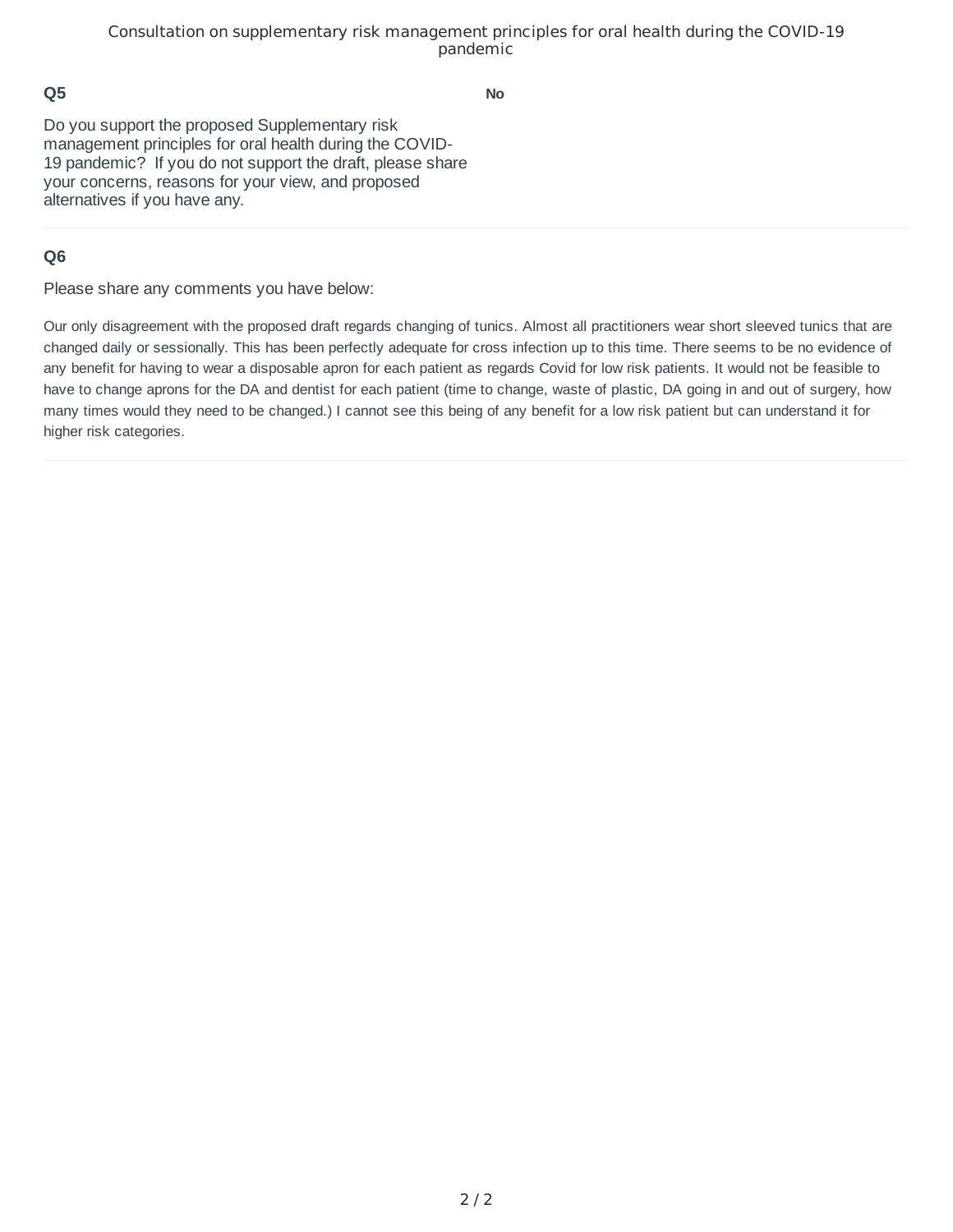### Q5

Do you support the proposed Supplementary risk management principles for oral health during the COVID-19 pandemic? If you do not support the draft, please share your concerns, reasons for your view, and proposed alternatives if you have any.

**No**

### Q6

Please share any comments you have below:

Our only disagreement with the proposed draft regards changing of tunics. Almost all practitioners wear short sleeved tunics that are changed daily or sessionally. This has been perfectly adequate for cross infection up to this time. There seems to be no evidence of any benefit for having to wear a disposable apron for each patient as regards Covid for low risk patients. It would not be feasible to have to change aprons for the DA and dentist for each patient (time to change, waste of plastic, DA going in and out of surgery, how many times would they need to be changed.) I cannot see this being of any benefit for a low risk patient but can understand it for higher risk categories.